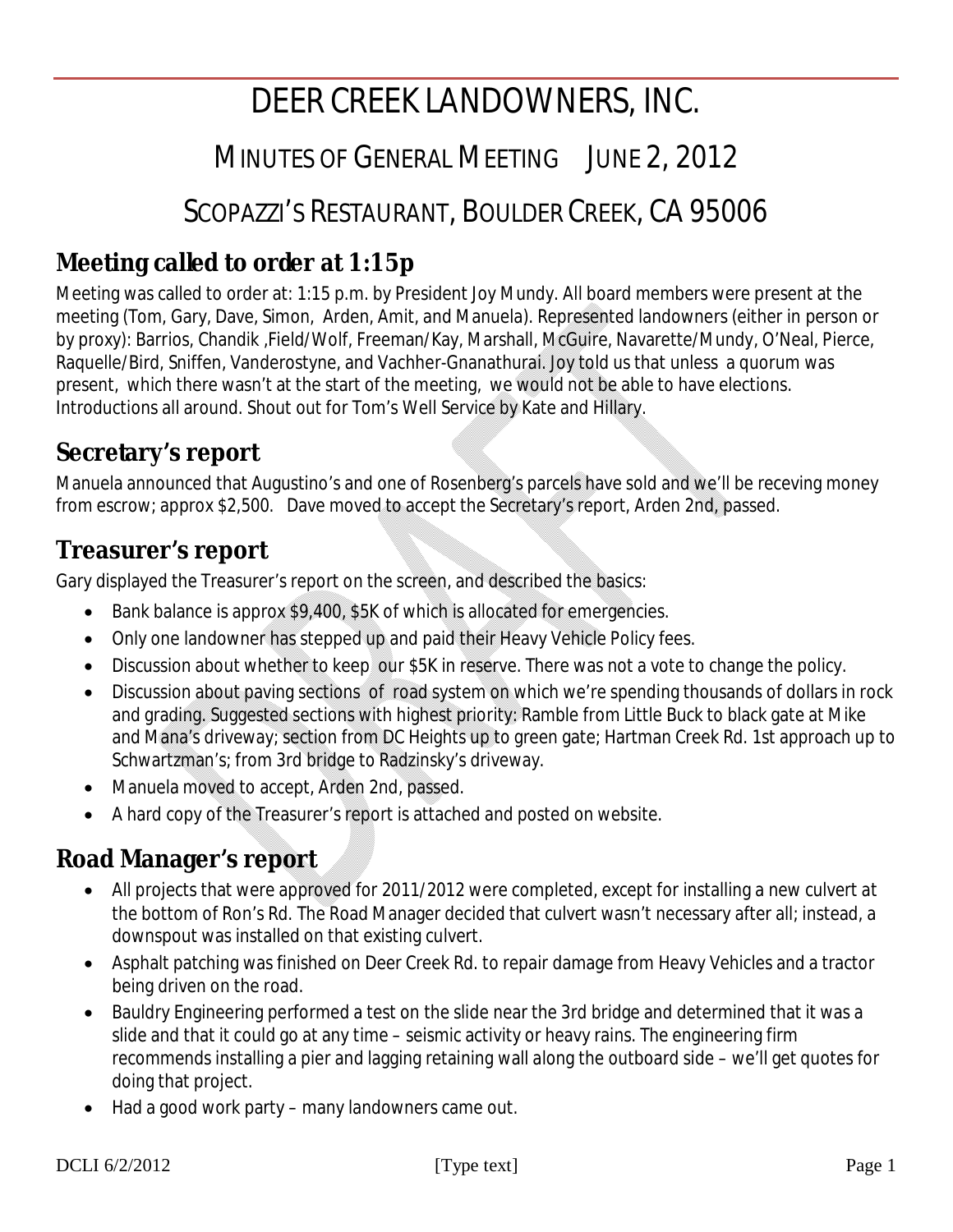# DEER CREEK LANDOWNERS, INC.

## MINUTES OF GENERAL MEETING JUNE 2, 2012

## SCOPAZZI'S RESTAURANT, BOULDER CREEK, CA 95006

## Meeting called to order at 1:15p

Meeting was called to order at: 1:15 p.m. by President Joy Mundy. All board members were present at the meeting (Tom, Gary, Dave, Simon, Arden, Amit, and Manuela). Represented landowners (either in person or by proxy): Barrios, Chandik ,Field/Wolf, Freeman/Kay, Marshall, McGuire, Navarette/Mundy, O'Neal, Pierce, Raquelle/Bird, Sniffen, Vanderostyne, and Vachher-Gnanathurai. Joy told us that unless a quorum was present, which there wasn't at the start of the meeting, we would not be able to have elections. Introductions all around. Shout out for Tom's Well Service by Kate and Hillary.

## Secretary's report

Manuela announced that Augustino's and one of Rosenberg's parcels have sold and we'll be receving money from escrow; approx $2,500. Dave moved to accept the Secretary's report, Arden 2nd, passed.

## Treasurer's report

Gary displayed the Treasurer's report on the screen, and described the basics:

- Bank balance is approx $9,400, $5K of which is allocated for emergencies.
- Only one landowner has stepped up and paid their Heavy Vehicle Policy fees.
- Discussion about whether to keep our $5K in reserve. There was not a vote to change the policy.
- Discussion about paving sections of road system on which we're spending thousands of dollars in rock and grading. Suggested sections with highest priority: Ramble from Little Buck to black gate at Mike and Mana's driveway; section from DC Heights up to green gate; Hartman Creek Rd. 1st approach up to Schwartzman's; from 3rd bridge to Radzinsky's driveway.
- Manuela moved to accept, Arden 2nd, passed.
- A hard copy of the Treasurer's report is attached and posted on website.

## Road Manager's report

- All projects that were approved for 2011/2012 were completed, except for installing a new culvert at the bottom of Ron's Rd. The Road Manager decided that culvert wasn't necessary after all; instead, a downspout was installed on that existing culvert.
- Asphalt patching was finished on Deer Creek Rd. to repair damage from Heavy Vehicles and a tractor being driven on the road.
- Bauldry Engineering performed a test on the slide near the 3rd bridge and determined that it was a slide and that it could go at any time – seismic activity or heavy rains. The engineering firm recommends installing a pier and lagging retaining wall along the outboard side – we'll get quotes for doing that project.
- Had a good work party – many landowners came out.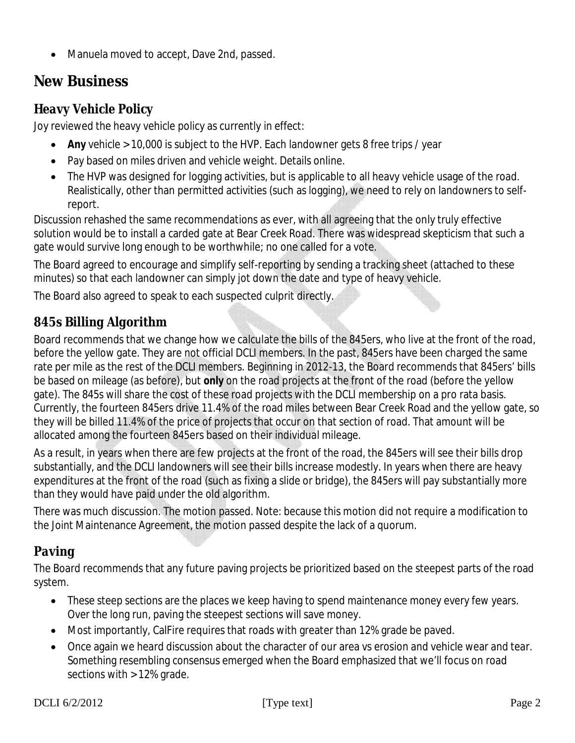- Manuela moved to accept, Dave 2nd, passed.

# New Business

## Heavy Vehicle Policy

Joy reviewed the heavy vehicle policy as currently in effect:

- **Any** vehicle > 10,000 is subject to the HVP. Each landowner gets 8 free trips / year
- Pay based on miles driven and vehicle weight. Details online.
- The HVP was designed for logging activities, but is applicable to all heavy vehicle usage of the road. Realistically, other than permitted activities (such as logging), we need to rely on landowners to self-report.

Discussion rehashed the same recommendations as ever, with all agreeing that the only truly effective solution would be to install a carded gate at Bear Creek Road. There was widespread skepticism that such a gate would survive long enough to be worthwhile; no one called for a vote.

The Board agreed to encourage and simplify self-reporting by sending a tracking sheet (attached to these minutes) so that each landowner can simply jot down the date and type of heavy vehicle.

The Board also agreed to speak to each suspected culprit directly.

## 845s Billing Algorithm

Board recommends that we change how we calculate the bills of the 845ers, who live at the front of the road, before the yellow gate. They are not official DCLI members. In the past, 845ers have been charged the same rate per mile as the rest of the DCLI members. Beginning in 2012-13, the Board recommends that 845ers' bills be based on mileage (as before), but **only** on the road projects at the front of the road (before the yellow gate). The 845s will share the cost of these road projects with the DCLI membership on a pro rata basis. Currently, the fourteen 845ers drive 11.4% of the road miles between Bear Creek Road and the yellow gate, so they will be billed 11.4% of the price of projects that occur on that section of road. That amount will be allocated among the fourteen 845ers based on their individual mileage.

As a result, in years when there are few projects at the front of the road, the 845ers will see their bills drop substantially, and the DCLI landowners will see their bills increase modestly. In years when there are heavy expenditures at the front of the road (such as fixing a slide or bridge), the 845ers will pay substantially more than they would have paid under the old algorithm.

There was much discussion. The motion passed. Note: because this motion did not require a modification to the Joint Maintenance Agreement, the motion passed despite the lack of a quorum.

## Paving

The Board recommends that any future paving projects be prioritized based on the steepest parts of the road system.

- These steep sections are the places we keep having to spend maintenance money every few years. Over the long run, paving the steepest sections will save money.
- Most importantly, CalFire requires that roads with greater than 12% grade be paved.
- Once again we heard discussion about the character of our area vs erosion and vehicle wear and tear. Something resembling consensus emerged when the Board emphasized that we'll focus on road sections with > 12% grade.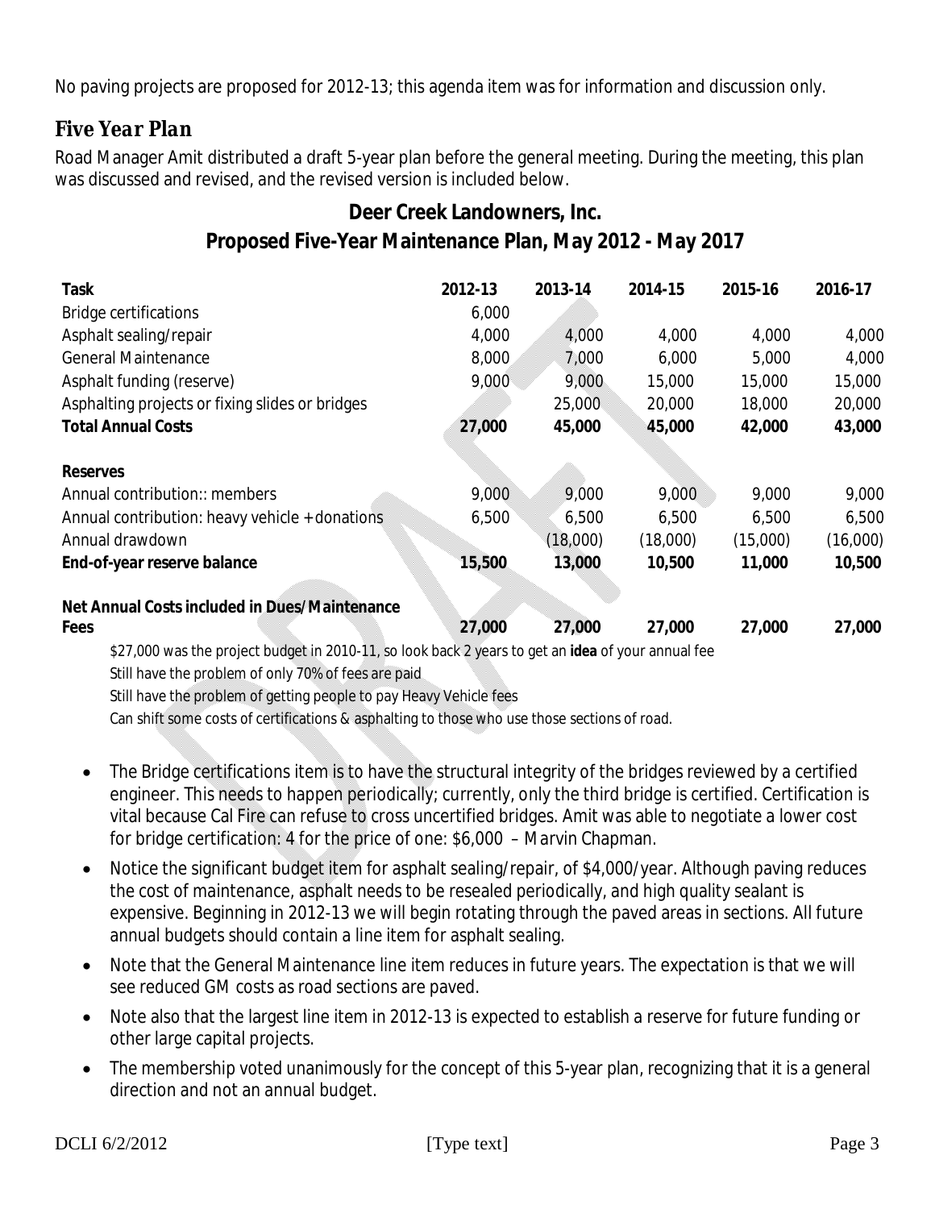No paving projects are proposed for 2012-13; this agenda item was for information and discussion only.

## *Five Year Plan*

Road Manager Amit distributed a draft 5-year plan before the general meeting. During the meeting, this plan was discussed and revised, and the revised version is included below.

### Deer Creek Landowners, Inc.

### Proposed Five-Year Maintenance Plan, May 2012 - May 2017

| Task | 2012-13 | 2013-14 | 2014-15 | 2015-16 | 2016-17 |
|---|---|---|---|---|---|
| Bridge certifications | 6,000 | | | | |
| Asphalt sealing/repair | 4,000 | 4,000 | 4,000 | 4,000 | 4,000 |
| General Maintenance | 8,000 | 7,000 | 6,000 | 5,000 | 4,000 |
| Asphalt funding (reserve) | 9,000 | 9,000 | 15,000 | 15,000 | 15,000 |
| Asphalting projects or fixing slides or bridges | | 25,000 | 20,000 | 18,000 | 20,000 |
| **Total Annual Costs** | **27,000** | **45,000** | **45,000** | **42,000** | **43,000** |
| | | | | | |
| **Reserves** | | | | | |
| Annual contribution:: members | 9,000 | 9,000 | 9,000 | 9,000 | 9,000 |
| Annual contribution: heavy vehicle + donations | 6,500 | 6,500 | 6,500 | 6,500 | 6,500 |
| Annual drawdown | | (18,000) | (18,000) | (15,000) | (16,000) |
| **End-of-year reserve balance** | **15,500** | **13,000** | **10,500** | **11,000** | **10,500** |
| | | | | | |
| **Net Annual Costs included in Dues/Maintenance Fees** | **27,000** | **27,000** | **27,000** | **27,000** | **27,000** |

$27,000 was the project budget in 2010-11, so look back 2 years to get an **idea** of your annual fee

Still have the problem of only 70% of fees are paid

Still have the problem of getting people to pay Heavy Vehicle fees

Can shift some costs of certifications & asphalting to those who use those sections of road.

- The Bridge certifications item is to have the structural integrity of the bridges reviewed by a certified engineer. This needs to happen periodically; currently, only the third bridge is certified. Certification is vital because Cal Fire can refuse to cross uncertified bridges. Amit was able to negotiate a lower cost for bridge certification: 4 for the price of one: $6,000 – Marvin Chapman.
- Notice the significant budget item for asphalt sealing/repair, of $4,000/year. Although paving reduces the cost of maintenance, asphalt needs to be resealed periodically, and high quality sealant is expensive. Beginning in 2012-13 we will begin rotating through the paved areas in sections. All future annual budgets should contain a line item for asphalt sealing.
- Note that the General Maintenance line item reduces in future years. The expectation is that we will see reduced GM costs as road sections are paved.
- Note also that the largest line item in 2012-13 is expected to establish a reserve for future funding or other large capital projects.
- The membership voted unanimously for the concept of this 5-year plan, recognizing that it is a general direction and not an annual budget.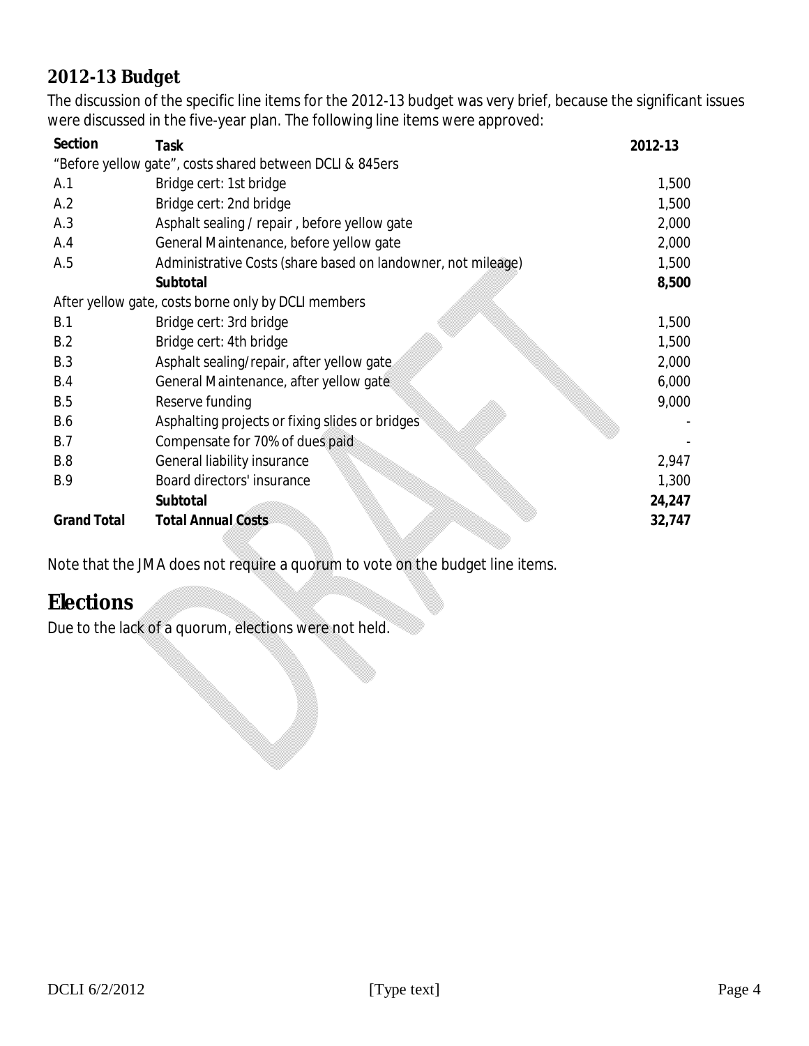## 2012-13 Budget

The discussion of the specific line items for the 2012-13 budget was very brief, because the significant issues were discussed in the five-year plan. The following line items were approved:

| Section | Task | 2012-13 |
|---|---|---|
| "Before yellow gate", costs shared between DCLI & 845ers | | |
| A.1 | Bridge cert: 1st bridge | 1,500 |
| A.2 | Bridge cert: 2nd bridge | 1,500 |
| A.3 | Asphalt sealing / repair , before yellow gate | 2,000 |
| A.4 | General Maintenance, before yellow gate | 2,000 |
| A.5 | Administrative Costs (share based on landowner, not mileage) | 1,500 |
| | **Subtotal** | **8,500** |
| After yellow gate, costs borne only by DCLI members | | |
| B.1 | Bridge cert: 3rd bridge | 1,500 |
| B.2 | Bridge cert: 4th bridge | 1,500 |
| B.3 | Asphalt sealing/repair, after yellow gate | 2,000 |
| B.4 | General Maintenance, after yellow gate | 6,000 |
| B.5 | Reserve funding | 9,000 |
| B.6 | Asphalting projects or fixing slides or bridges | - |
| B.7 | Compensate for 70% of dues paid | - |
| B.8 | General liability insurance | 2,947 |
| B.9 | Board directors' insurance | 1,300 |
| | **Subtotal** | **24,247** |
| **Grand Total** | **Total Annual Costs** | **32,747** |

Note that the JMA does not require a quorum to vote on the budget line items.

## Elections

Due to the lack of a quorum, elections were not held.